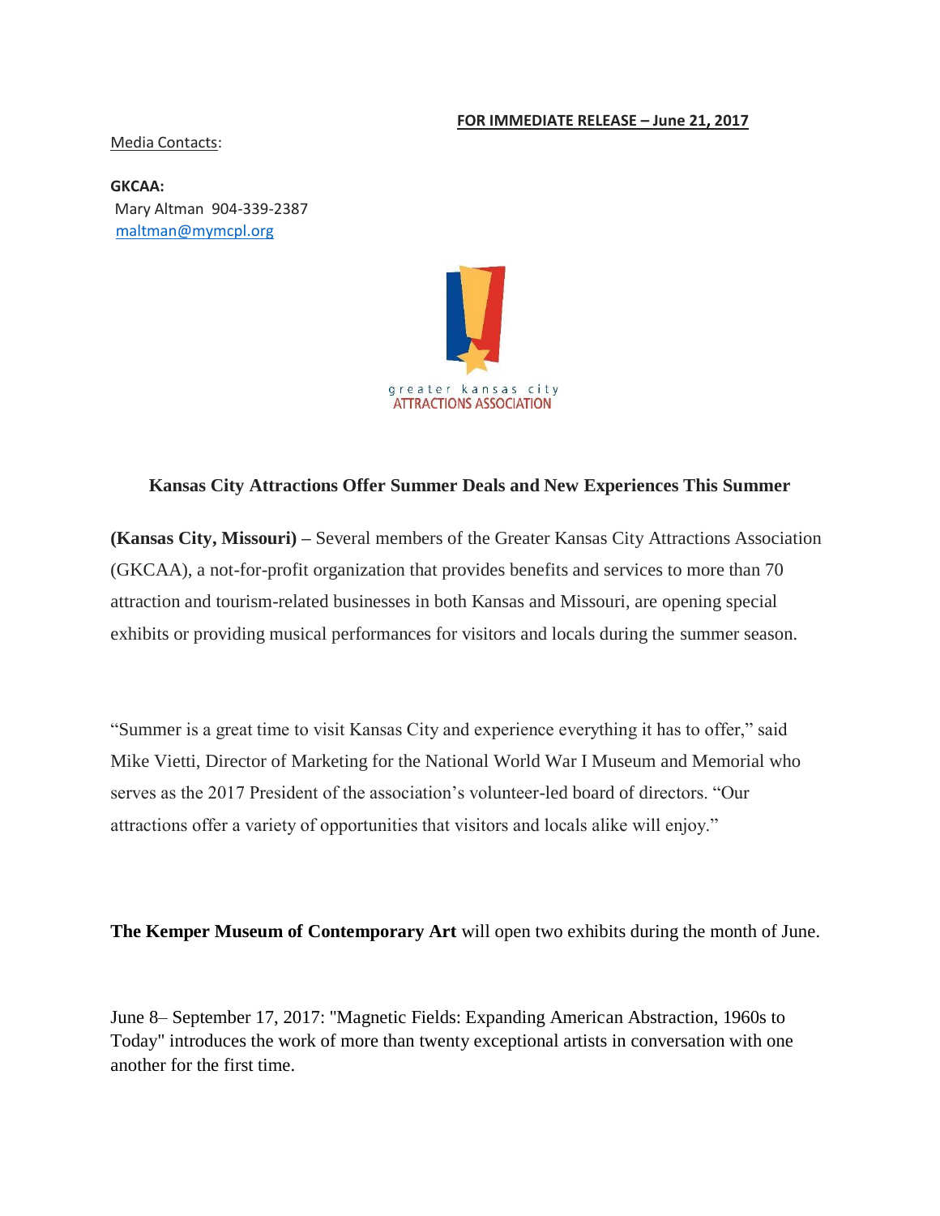**FOR IMMEDIATE RELEASE – June 21, 2017**

Media Contacts:

**GKCAA:**
Mary Altman 904-339-2387
maltman@mymcpl.org

greater kansas city
ATTRACTIONS ASSOCIATION

## Kansas City Attractions Offer Summer Deals and New Experiences This Summer

**(Kansas City, Missouri)** – Several members of the Greater Kansas City Attractions Association (GKCAA), a not-for-profit organization that provides benefits and services to more than 70 attraction and tourism-related businesses in both Kansas and Missouri, are opening special exhibits or providing musical performances for visitors and locals during the summer season.

"Summer is a great time to visit Kansas City and experience everything it has to offer," said Mike Vietti, Director of Marketing for the National World War I Museum and Memorial who serves as the 2017 President of the association's volunteer-led board of directors. "Our attractions offer a variety of opportunities that visitors and locals alike will enjoy."

**The Kemper Museum of Contemporary Art** will open two exhibits during the month of June.

June 8– September 17, 2017: "Magnetic Fields: Expanding American Abstraction, 1960s to Today" introduces the work of more than twenty exceptional artists in conversation with one another for the first time.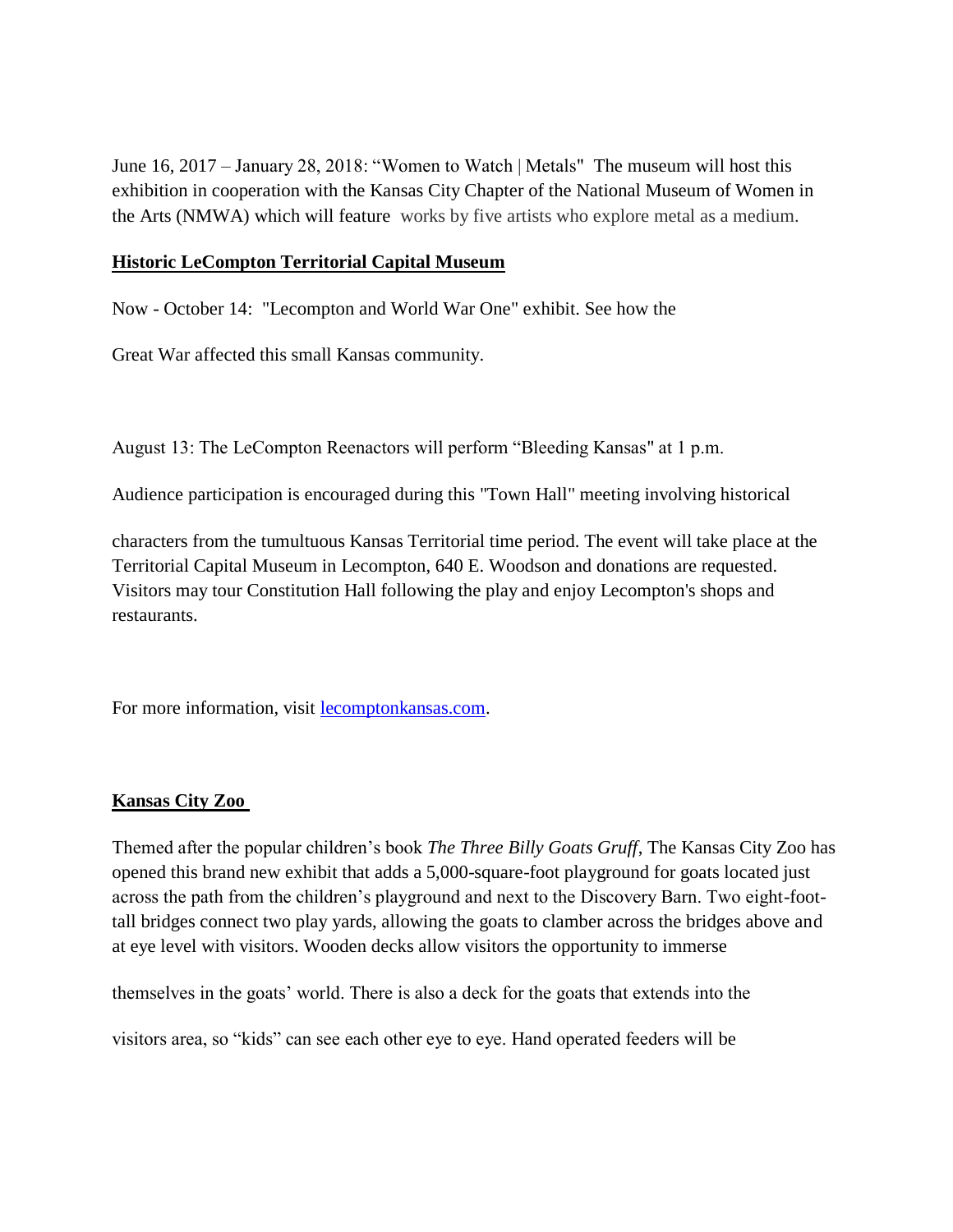June 16, 2017 – January 28, 2018: "Women to Watch | Metals" The museum will host this exhibition in cooperation with the Kansas City Chapter of the National Museum of Women in the Arts (NMWA) which will feature works by five artists who explore metal as a medium.

**Historic LeCompton Territorial Capital Museum**

Now - October 14: "Lecompton and World War One" exhibit. See how the Great War affected this small Kansas community.

August 13: The LeCompton Reenactors will perform "Bleeding Kansas" at 1 p.m. Audience participation is encouraged during this "Town Hall" meeting involving historical characters from the tumultuous Kansas Territorial time period. The event will take place at the Territorial Capital Museum in Lecompton, 640 E. Woodson and donations are requested. Visitors may tour Constitution Hall following the play and enjoy Lecompton's shops and restaurants.

For more information, visit lecomptonkansas.com.

**Kansas City Zoo**

Themed after the popular children's book *The Three Billy Goats Gruff*, The Kansas City Zoo has opened this brand new exhibit that adds a 5,000-square-foot playground for goats located just across the path from the children's playground and next to the Discovery Barn. Two eight-foot-tall bridges connect two play yards, allowing the goats to clamber across the bridges above and at eye level with visitors. Wooden decks allow visitors the opportunity to immerse themselves in the goats' world. There is also a deck for the goats that extends into the visitors area, so "kids" can see each other eye to eye. Hand operated feeders will be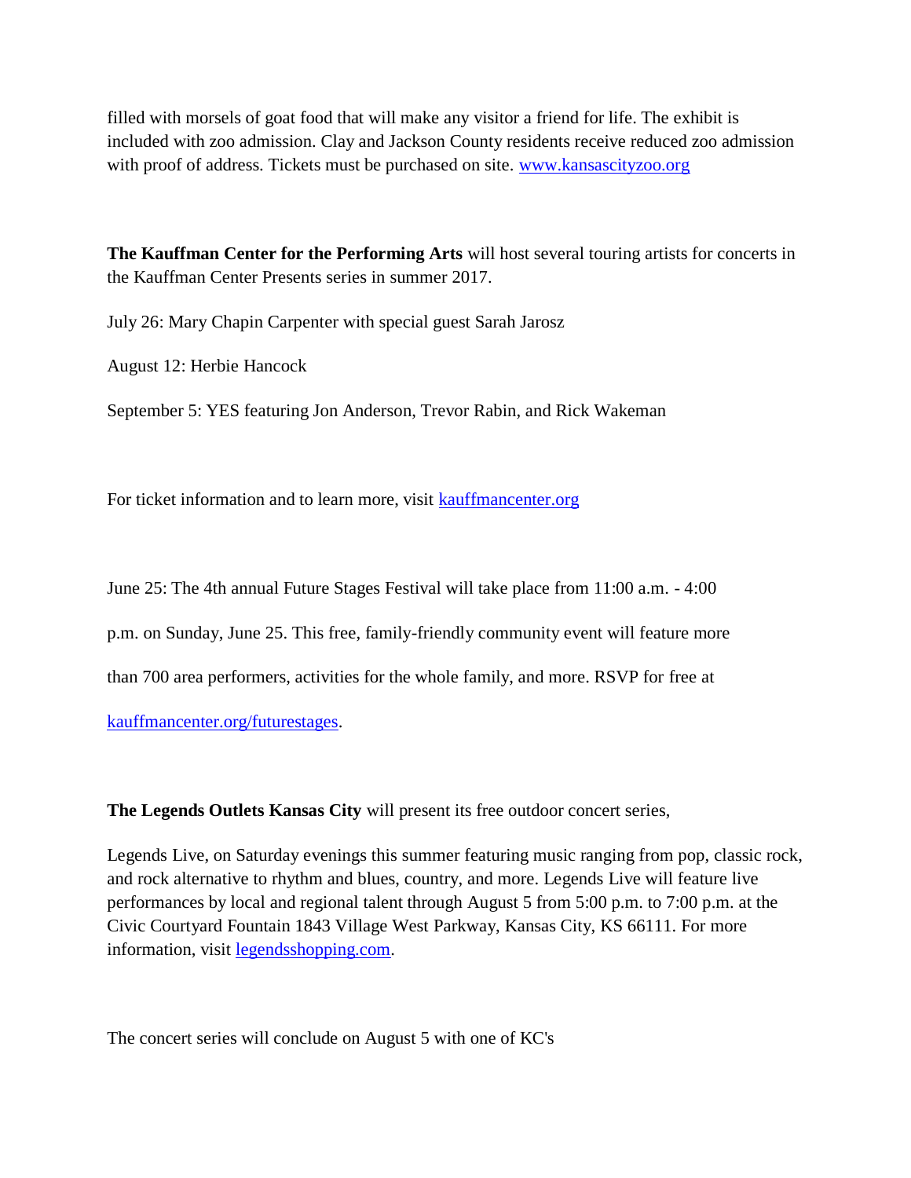filled with morsels of goat food that will make any visitor a friend for life. The exhibit is included with zoo admission. Clay and Jackson County residents receive reduced zoo admission with proof of address. Tickets must be purchased on site. [www.kansascityzoo.org](http://www.kansascityzoo.org)

**The Kauffman Center for the Performing Arts** will host several touring artists for concerts in the Kauffman Center Presents series in summer 2017.

July 26: Mary Chapin Carpenter with special guest Sarah Jarosz

August 12: Herbie Hancock

September 5: YES featuring Jon Anderson, Trevor Rabin, and Rick Wakeman

For ticket information and to learn more, visit [kauffmancenter.org](http://kauffmancenter.org)

June 25: The 4th annual Future Stages Festival will take place from 11:00 a.m. - 4:00 p.m. on Sunday, June 25. This free, family-friendly community event will feature more than 700 area performers, activities for the whole family, and more. RSVP for free at [kauffmancenter.org/futurestages](http://kauffmancenter.org/futurestages).

**The Legends Outlets Kansas City** will present its free outdoor concert series,

Legends Live, on Saturday evenings this summer featuring music ranging from pop, classic rock, and rock alternative to rhythm and blues, country, and more. Legends Live will feature live performances by local and regional talent through August 5 from 5:00 p.m. to 7:00 p.m. at the Civic Courtyard Fountain 1843 Village West Parkway, Kansas City, KS 66111. For more information, visit [legendsshopping.com](http://legendsshopping.com).

The concert series will conclude on August 5 with one of KC's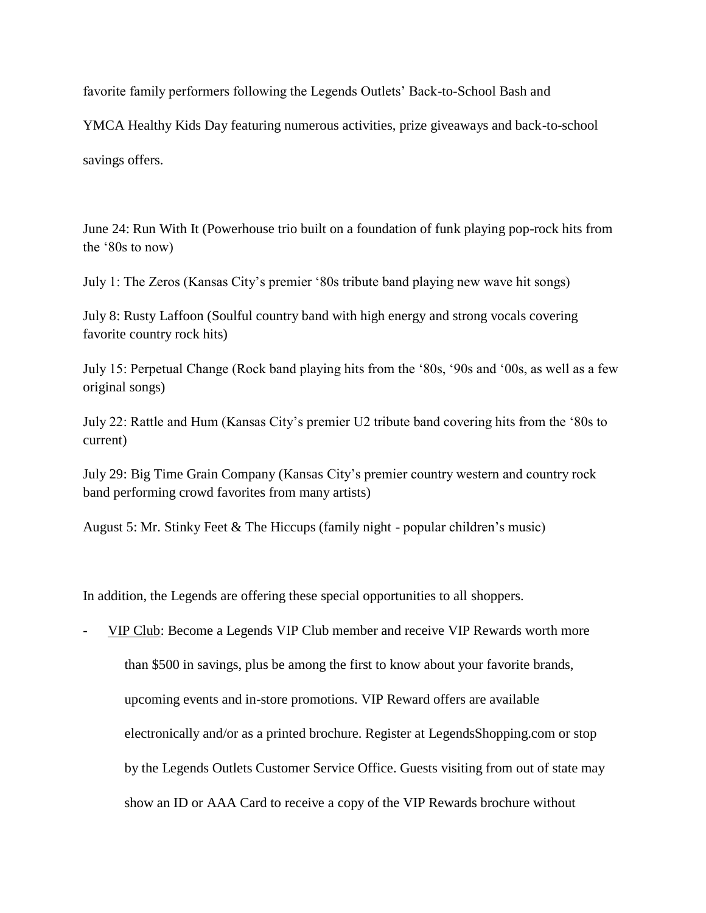favorite family performers following the Legends Outlets' Back-to-School Bash and YMCA Healthy Kids Day featuring numerous activities, prize giveaways and back-to-school savings offers.

June 24: Run With It (Powerhouse trio built on a foundation of funk playing pop-rock hits from the '80s to now)

July 1: The Zeros (Kansas City's premier '80s tribute band playing new wave hit songs)

July 8: Rusty Laffoon (Soulful country band with high energy and strong vocals covering favorite country rock hits)

July 15: Perpetual Change (Rock band playing hits from the '80s, '90s and '00s, as well as a few original songs)

July 22: Rattle and Hum (Kansas City's premier U2 tribute band covering hits from the '80s to current)

July 29: Big Time Grain Company (Kansas City's premier country western and country rock band performing crowd favorites from many artists)

August 5: Mr. Stinky Feet & The Hiccups (family night - popular children's music)

In addition, the Legends are offering these special opportunities to all shoppers.

- VIP Club: Become a Legends VIP Club member and receive VIP Rewards worth more than $500 in savings, plus be among the first to know about your favorite brands, upcoming events and in-store promotions. VIP Reward offers are available electronically and/or as a printed brochure. Register at LegendsShopping.com or stop by the Legends Outlets Customer Service Office. Guests visiting from out of state may show an ID or AAA Card to receive a copy of the VIP Rewards brochure without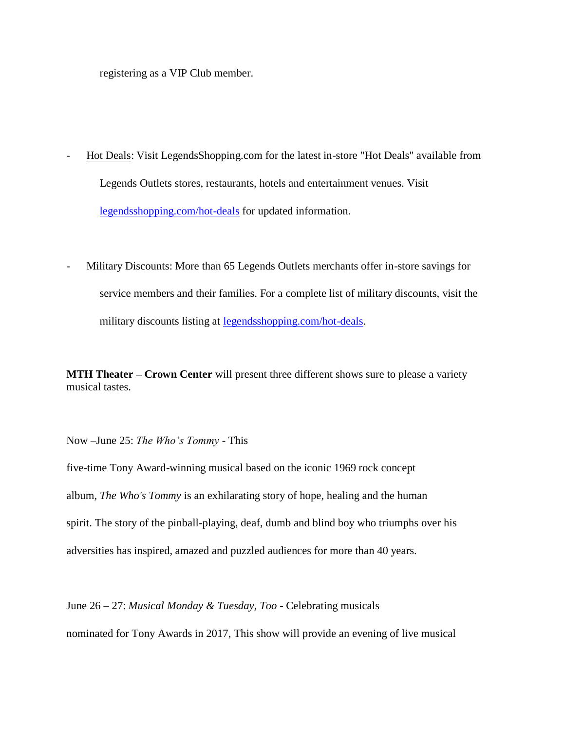registering as a VIP Club member.

- Hot Deals: Visit LegendsShopping.com for the latest in-store "Hot Deals" available from Legends Outlets stores, restaurants, hotels and entertainment venues. Visit [legendsshopping.com/hot-deals](legendsshopping.com/hot-deals) for updated information.

- Military Discounts: More than 65 Legends Outlets merchants offer in-store savings for service members and their families. For a complete list of military discounts, visit the military discounts listing at [legendsshopping.com/hot-deals](legendsshopping.com/hot-deals).

**MTH Theater – Crown Center** will present three different shows sure to please a variety musical tastes.

Now –June 25: *The Who's Tommy* - This five-time Tony Award-winning musical based on the iconic 1969 rock concept album, *The Who's Tommy* is an exhilarating story of hope, healing and the human spirit. The story of the pinball-playing, deaf, dumb and blind boy who triumphs over his adversities has inspired, amazed and puzzled audiences for more than 40 years.

June 26 – 27: *Musical Monday & Tuesday, Too* - Celebrating musicals nominated for Tony Awards in 2017, This show will provide an evening of live musical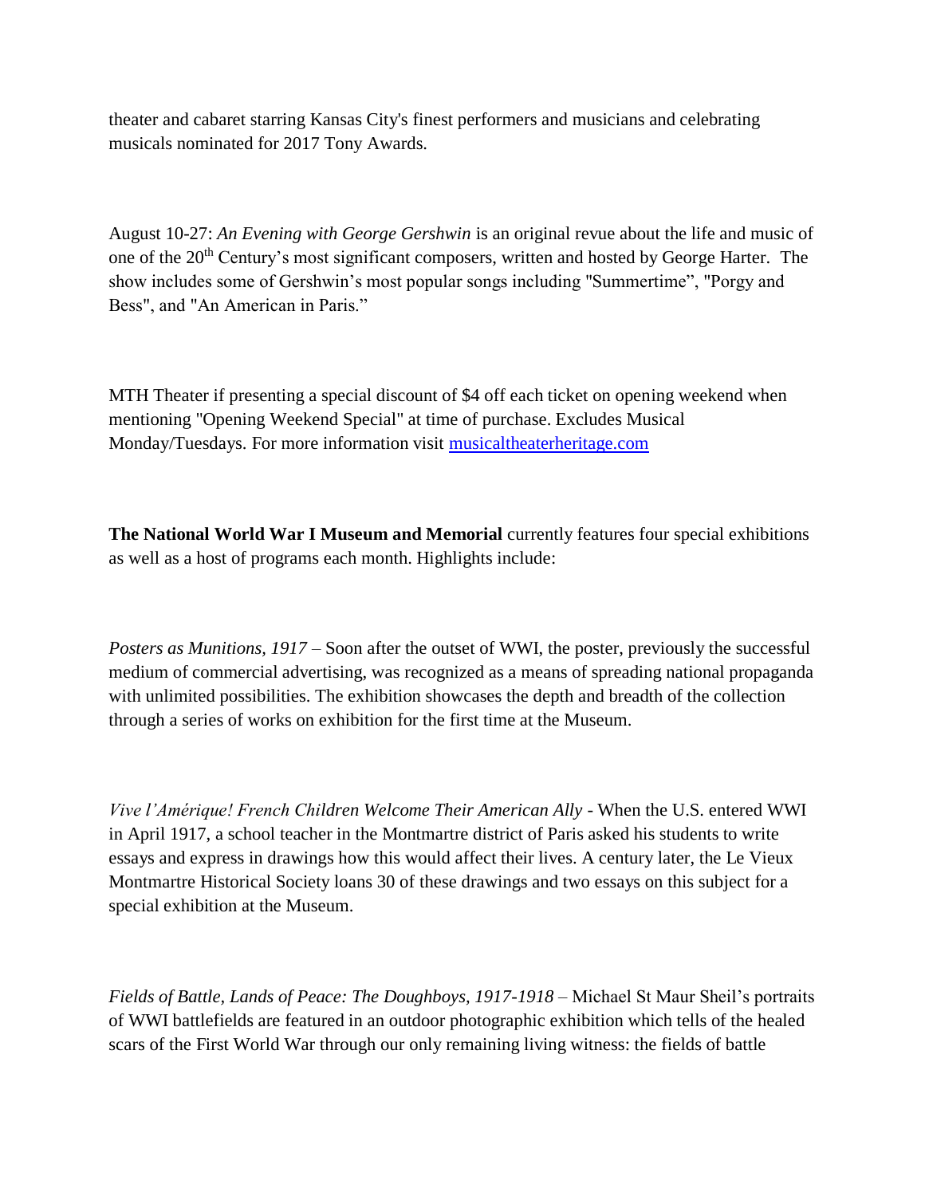theater and cabaret starring Kansas City's finest performers and musicians and celebrating musicals nominated for 2017 Tony Awards.

August 10-27: *An Evening with George Gershwin* is an original revue about the life and music of one of the 20th Century's most significant composers, written and hosted by George Harter. The show includes some of Gershwin's most popular songs including "Summertime", "Porgy and Bess", and "An American in Paris."

MTH Theater if presenting a special discount of $4 off each ticket on opening weekend when mentioning "Opening Weekend Special" at time of purchase. Excludes Musical Monday/Tuesdays. For more information visit [musicaltheaterheritage.com](musicaltheaterheritage.com)

**The National World War I Museum and Memorial** currently features four special exhibitions as well as a host of programs each month. Highlights include:

*Posters as Munitions, 1917* – Soon after the outset of WWI, the poster, previously the successful medium of commercial advertising, was recognized as a means of spreading national propaganda with unlimited possibilities. The exhibition showcases the depth and breadth of the collection through a series of works on exhibition for the first time at the Museum.

*Vive l'Amérique! French Children Welcome Their American Ally* - When the U.S. entered WWI in April 1917, a school teacher in the Montmartre district of Paris asked his students to write essays and express in drawings how this would affect their lives. A century later, the Le Vieux Montmartre Historical Society loans 30 of these drawings and two essays on this subject for a special exhibition at the Museum.

*Fields of Battle, Lands of Peace: The Doughboys, 1917-1918* – Michael St Maur Sheil's portraits of WWI battlefields are featured in an outdoor photographic exhibition which tells of the healed scars of the First World War through our only remaining living witness: the fields of battle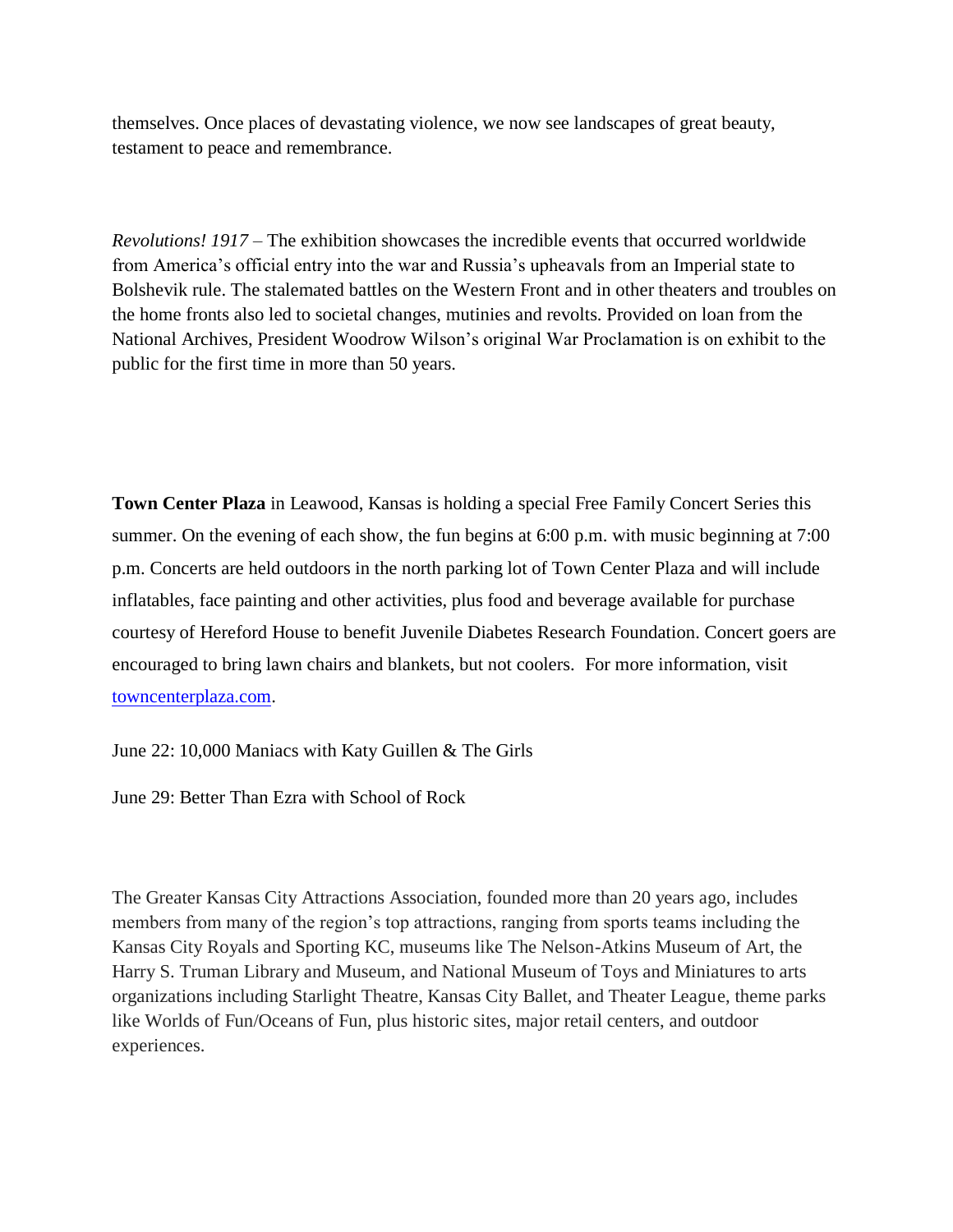themselves. Once places of devastating violence, we now see landscapes of great beauty, testament to peace and remembrance.

*Revolutions! 1917* – The exhibition showcases the incredible events that occurred worldwide from America's official entry into the war and Russia's upheavals from an Imperial state to Bolshevik rule. The stalemated battles on the Western Front and in other theaters and troubles on the home fronts also led to societal changes, mutinies and revolts. Provided on loan from the National Archives, President Woodrow Wilson's original War Proclamation is on exhibit to the public for the first time in more than 50 years.

**Town Center Plaza** in Leawood, Kansas is holding a special Free Family Concert Series this summer. On the evening of each show, the fun begins at 6:00 p.m. with music beginning at 7:00 p.m. Concerts are held outdoors in the north parking lot of Town Center Plaza and will include inflatables, face painting and other activities, plus food and beverage available for purchase courtesy of Hereford House to benefit Juvenile Diabetes Research Foundation. Concert goers are encouraged to bring lawn chairs and blankets, but not coolers. For more information, visit [towncenterplaza.com](towncenterplaza.com).

June 22: 10,000 Maniacs with Katy Guillen & The Girls

June 29: Better Than Ezra with School of Rock

The Greater Kansas City Attractions Association, founded more than 20 years ago, includes members from many of the region's top attractions, ranging from sports teams including the Kansas City Royals and Sporting KC, museums like The Nelson-Atkins Museum of Art, the Harry S. Truman Library and Museum, and National Museum of Toys and Miniatures to arts organizations including Starlight Theatre, Kansas City Ballet, and Theater League, theme parks like Worlds of Fun/Oceans of Fun, plus historic sites, major retail centers, and outdoor experiences.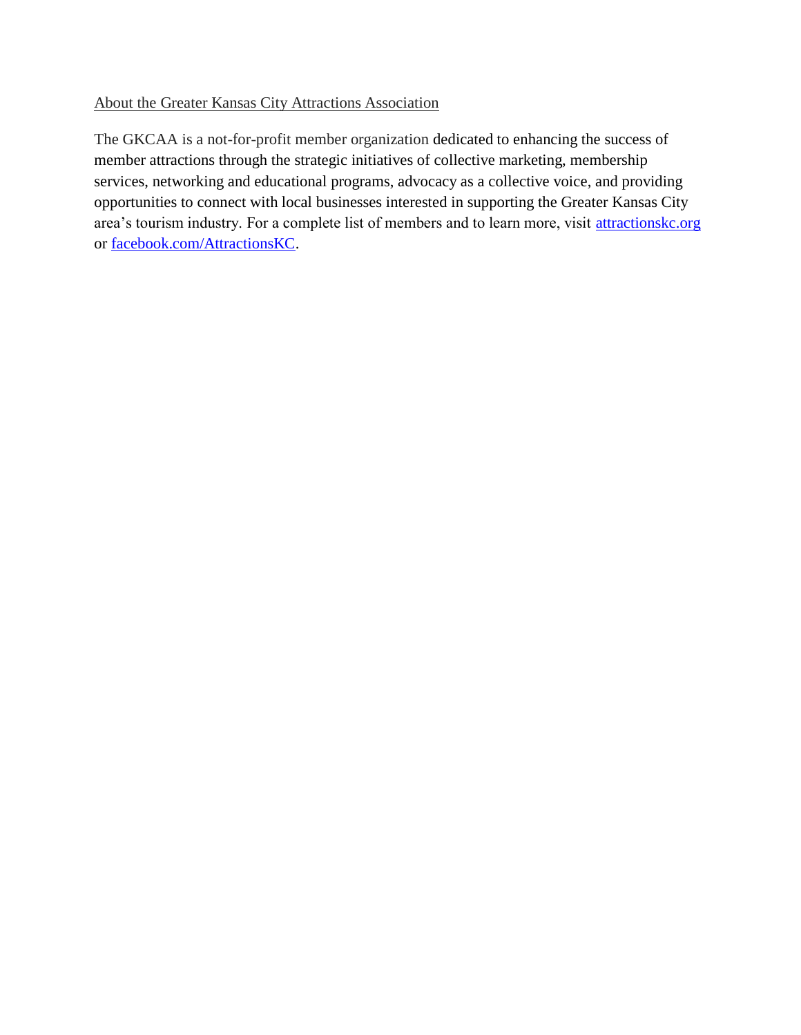About the Greater Kansas City Attractions Association

The GKCAA is a not-for-profit member organization dedicated to enhancing the success of member attractions through the strategic initiatives of collective marketing, membership services, networking and educational programs, advocacy as a collective voice, and providing opportunities to connect with local businesses interested in supporting the Greater Kansas City area's tourism industry. For a complete list of members and to learn more, visit [attractionskc.org](attractionskc.org) or [facebook.com/AttractionsKC](facebook.com/AttractionsKC).